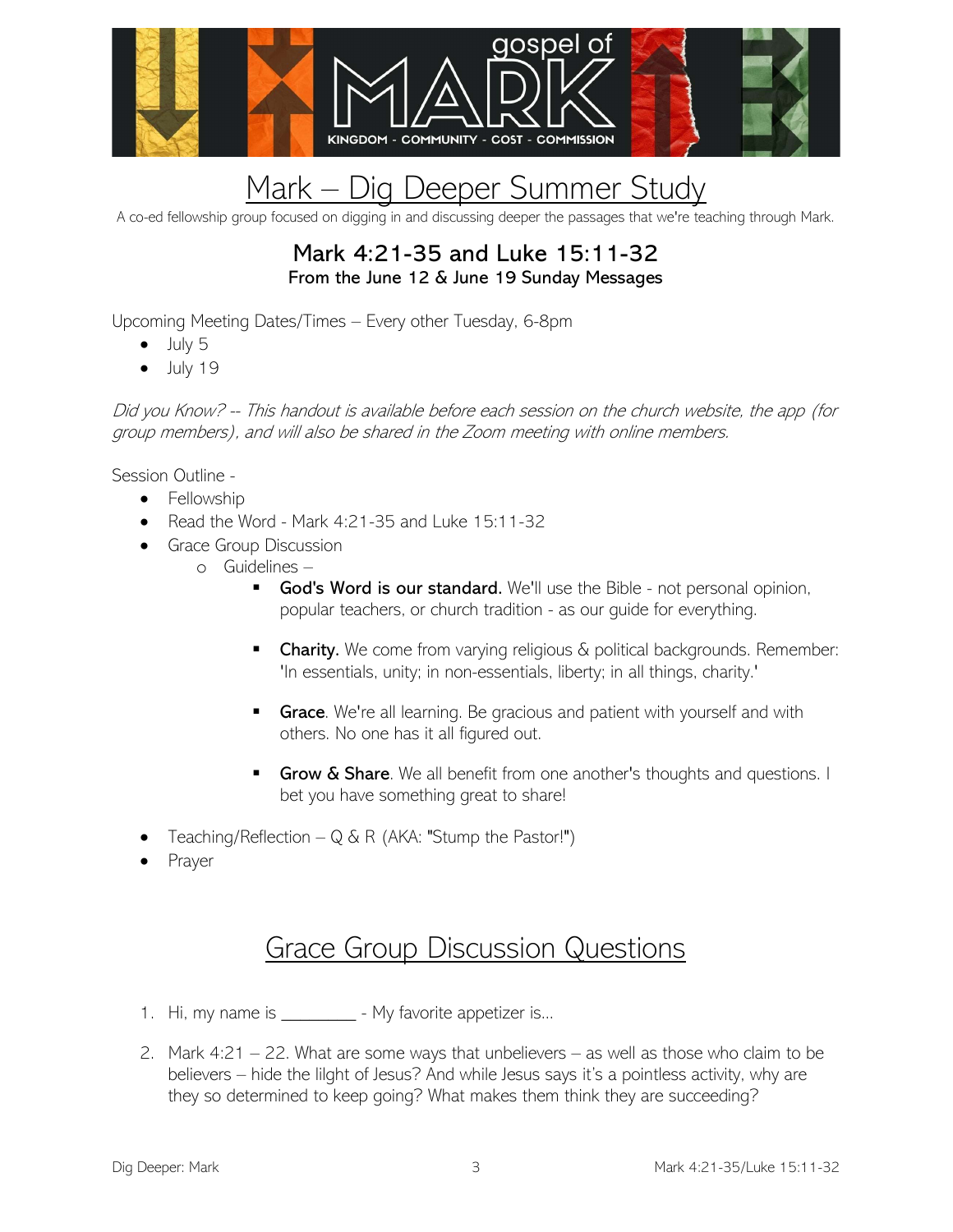gospel of MARK

KINGDOM - COMMUNITY - COST - COMMISSION

# Mark – Dig Deeper Summer Study

A co-ed fellowship group focused on digging in and discussing deeper the passages that we're teaching through Mark.

## Mark 4:21-35 and Luke 15:11-32

**From the June 12 & June 19 Sunday Messages**

Upcoming Meeting Dates/Times – Every other Tuesday, 6-8pm

- July 5
- July 19

*Did you Know? -- This handout is available before each session on the church website, the app (for group members), and will also be shared in the Zoom meeting with online members.*

Session Outline -

- Fellowship
- Read the Word - Mark 4:21-35 and Luke 15:11-32
- Grace Group Discussion
  - Guidelines –
    - **God's Word is our standard.** We'll use the Bible - not personal opinion, popular teachers, or church tradition - as our guide for everything.
    - **Charity.** We come from varying religious & political backgrounds. Remember: 'In essentials, unity; in non-essentials, liberty; in all things, charity.'
    - **Grace**. We're all learning. Be gracious and patient with yourself and with others. No one has it all figured out.
    - **Grow & Share**. We all benefit from one another's thoughts and questions. I bet you have something great to share!
- Teaching/Reflection – Q & R (AKA: "Stump the Pastor!")
- Prayer

## Grace Group Discussion Questions

1. Hi, my name is ________ - My favorite appetizer is…
2. Mark 4:21 – 22. What are some ways that unbelievers – as well as those who claim to be believers – hide the lilght of Jesus? And while Jesus says it's a pointless activity, why are they so determined to keep going? What makes them think they are succeeding?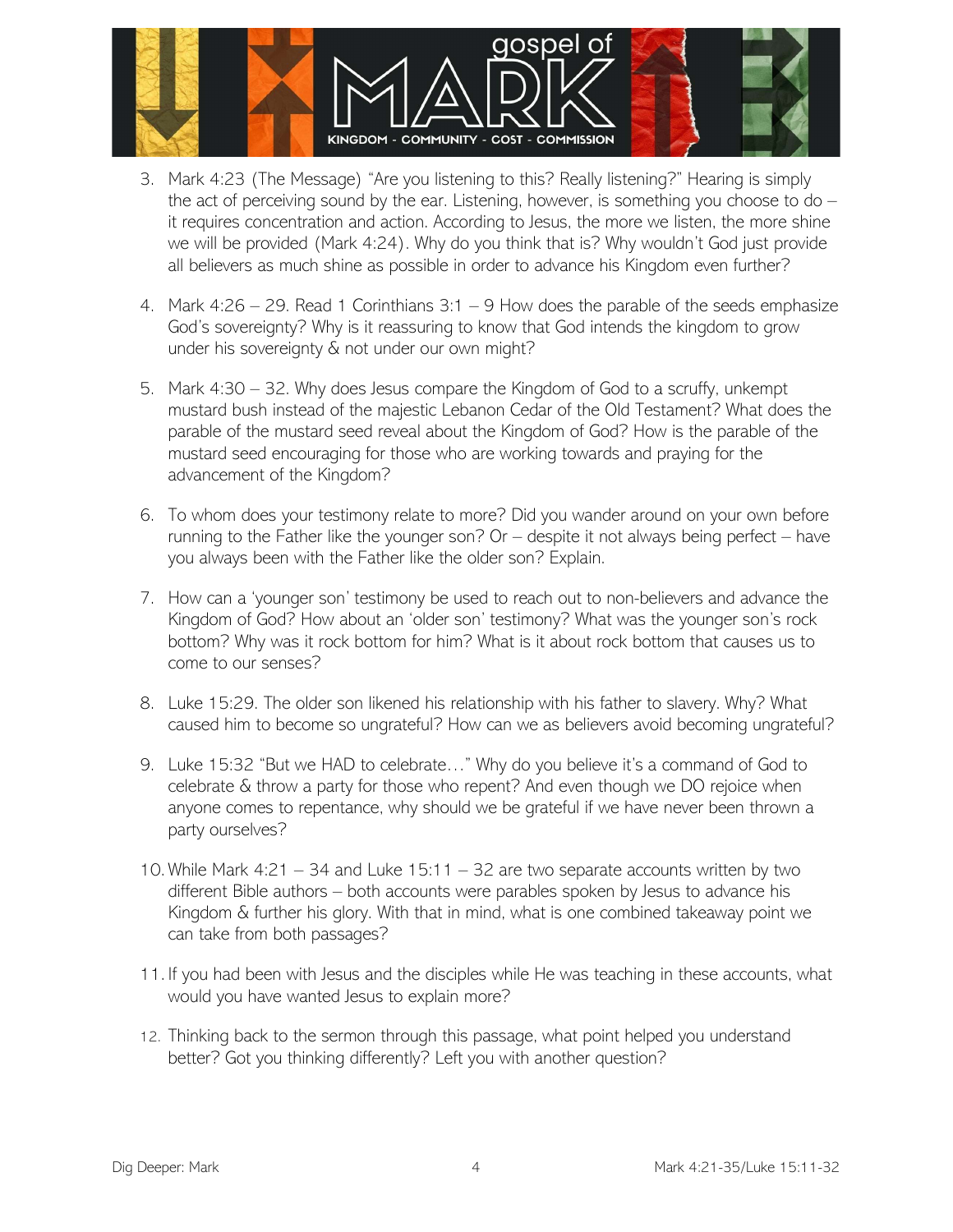3. Mark 4:23 (The Message) "Are you listening to this? Really listening?" Hearing is simply the act of perceiving sound by the ear. Listening, however, is something you choose to do – it requires concentration and action. According to Jesus, the more we listen, the more shine we will be provided (Mark 4:24). Why do you think that is? Why wouldn't God just provide all believers as much shine as possible in order to advance his Kingdom even further?

4. Mark 4:26 – 29. Read 1 Corinthians 3:1 – 9 How does the parable of the seeds emphasize God's sovereignty? Why is it reassuring to know that God intends the kingdom to grow under his sovereignty & not under our own might?

5. Mark 4:30 – 32. Why does Jesus compare the Kingdom of God to a scruffy, unkempt mustard bush instead of the majestic Lebanon Cedar of the Old Testament? What does the parable of the mustard seed reveal about the Kingdom of God? How is the parable of the mustard seed encouraging for those who are working towards and praying for the advancement of the Kingdom?

6. To whom does your testimony relate to more? Did you wander around on your own before running to the Father like the younger son? Or – despite it not always being perfect – have you always been with the Father like the older son? Explain.

7. How can a 'younger son' testimony be used to reach out to non-believers and advance the Kingdom of God? How about an 'older son' testimony? What was the younger son's rock bottom? Why was it rock bottom for him? What is it about rock bottom that causes us to come to our senses?

8. Luke 15:29. The older son likened his relationship with his father to slavery. Why? What caused him to become so ungrateful? How can we as believers avoid becoming ungrateful?

9. Luke 15:32 "But we HAD to celebrate…" Why do you believe it's a command of God to celebrate & throw a party for those who repent? And even though we DO rejoice when anyone comes to repentance, why should we be grateful if we have never been thrown a party ourselves?

10. While Mark 4:21 – 34 and Luke 15:11 – 32 are two separate accounts written by two different Bible authors – both accounts were parables spoken by Jesus to advance his Kingdom & further his glory. With that in mind, what is one combined takeaway point we can take from both passages?

11. If you had been with Jesus and the disciples while He was teaching in these accounts, what would you have wanted Jesus to explain more?

12. Thinking back to the sermon through this passage, what point helped you understand better? Got you thinking differently? Left you with another question?